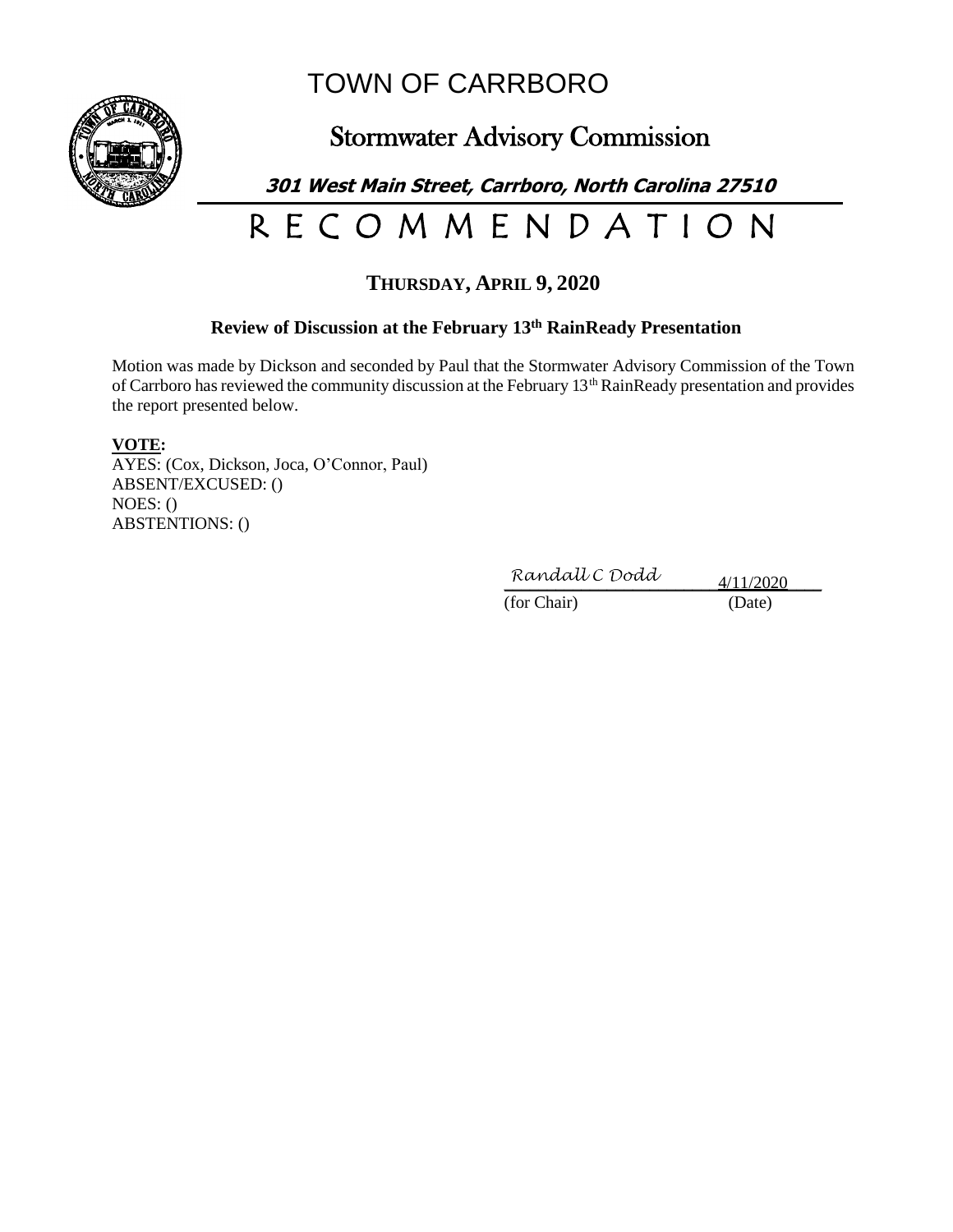# TOWN OF CARRBORO

## Stormwater Advisory Commission

***301 West Main Street, Carrboro, North Carolina 27510***

# R E C O M M E N D A T I O N

### THURSDAY, APRIL 9, 2020

**Review of Discussion at the February 13th RainReady Presentation**

Motion was made by Dickson and seconded by Paul that the Stormwater Advisory Commission of the Town of Carrboro has reviewed the community discussion at the February 13th RainReady presentation and provides the report presented below.

**VOTE:**
AYES: (Cox, Dickson, Joca, O'Connor, Paul)
ABSENT/EXCUSED: ()
NOES: ()
ABSTENTIONS: ()

*Randall C Dodd* 4/11/2020
(for Chair) (Date)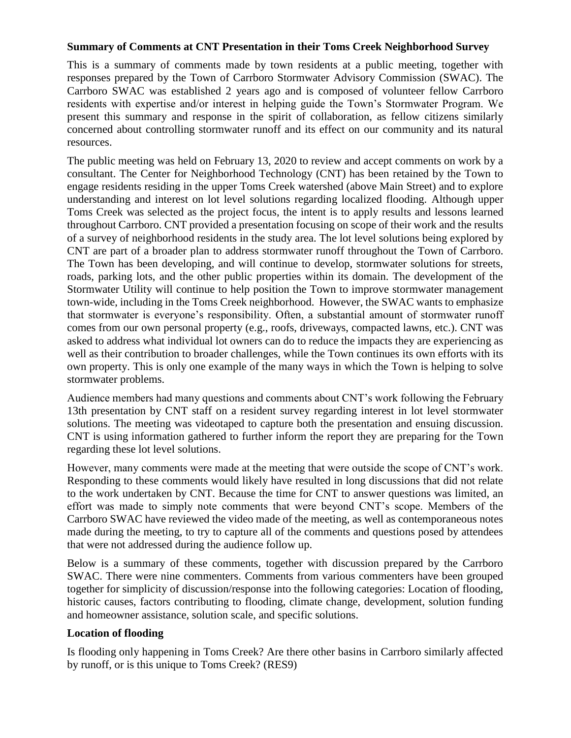**Summary of Comments at CNT Presentation in their Toms Creek Neighborhood Survey**

This is a summary of comments made by town residents at a public meeting, together with responses prepared by the Town of Carrboro Stormwater Advisory Commission (SWAC). The Carrboro SWAC was established 2 years ago and is composed of volunteer fellow Carrboro residents with expertise and/or interest in helping guide the Town's Stormwater Program. We present this summary and response in the spirit of collaboration, as fellow citizens similarly concerned about controlling stormwater runoff and its effect on our community and its natural resources.

The public meeting was held on February 13, 2020 to review and accept comments on work by a consultant. The Center for Neighborhood Technology (CNT) has been retained by the Town to engage residents residing in the upper Toms Creek watershed (above Main Street) and to explore understanding and interest on lot level solutions regarding localized flooding. Although upper Toms Creek was selected as the project focus, the intent is to apply results and lessons learned throughout Carrboro. CNT provided a presentation focusing on scope of their work and the results of a survey of neighborhood residents in the study area. The lot level solutions being explored by CNT are part of a broader plan to address stormwater runoff throughout the Town of Carrboro. The Town has been developing, and will continue to develop, stormwater solutions for streets, roads, parking lots, and the other public properties within its domain. The development of the Stormwater Utility will continue to help position the Town to improve stormwater management town-wide, including in the Toms Creek neighborhood. However, the SWAC wants to emphasize that stormwater is everyone's responsibility. Often, a substantial amount of stormwater runoff comes from our own personal property (e.g., roofs, driveways, compacted lawns, etc.). CNT was asked to address what individual lot owners can do to reduce the impacts they are experiencing as well as their contribution to broader challenges, while the Town continues its own efforts with its own property. This is only one example of the many ways in which the Town is helping to solve stormwater problems.

Audience members had many questions and comments about CNT's work following the February 13th presentation by CNT staff on a resident survey regarding interest in lot level stormwater solutions. The meeting was videotaped to capture both the presentation and ensuing discussion. CNT is using information gathered to further inform the report they are preparing for the Town regarding these lot level solutions.

However, many comments were made at the meeting that were outside the scope of CNT's work. Responding to these comments would likely have resulted in long discussions that did not relate to the work undertaken by CNT. Because the time for CNT to answer questions was limited, an effort was made to simply note comments that were beyond CNT's scope. Members of the Carrboro SWAC have reviewed the video made of the meeting, as well as contemporaneous notes made during the meeting, to try to capture all of the comments and questions posed by attendees that were not addressed during the audience follow up.

Below is a summary of these comments, together with discussion prepared by the Carrboro SWAC. There were nine commenters. Comments from various commenters have been grouped together for simplicity of discussion/response into the following categories: Location of flooding, historic causes, factors contributing to flooding, climate change, development, solution funding and homeowner assistance, solution scale, and specific solutions.

**Location of flooding**

Is flooding only happening in Toms Creek? Are there other basins in Carrboro similarly affected by runoff, or is this unique to Toms Creek? (RES9)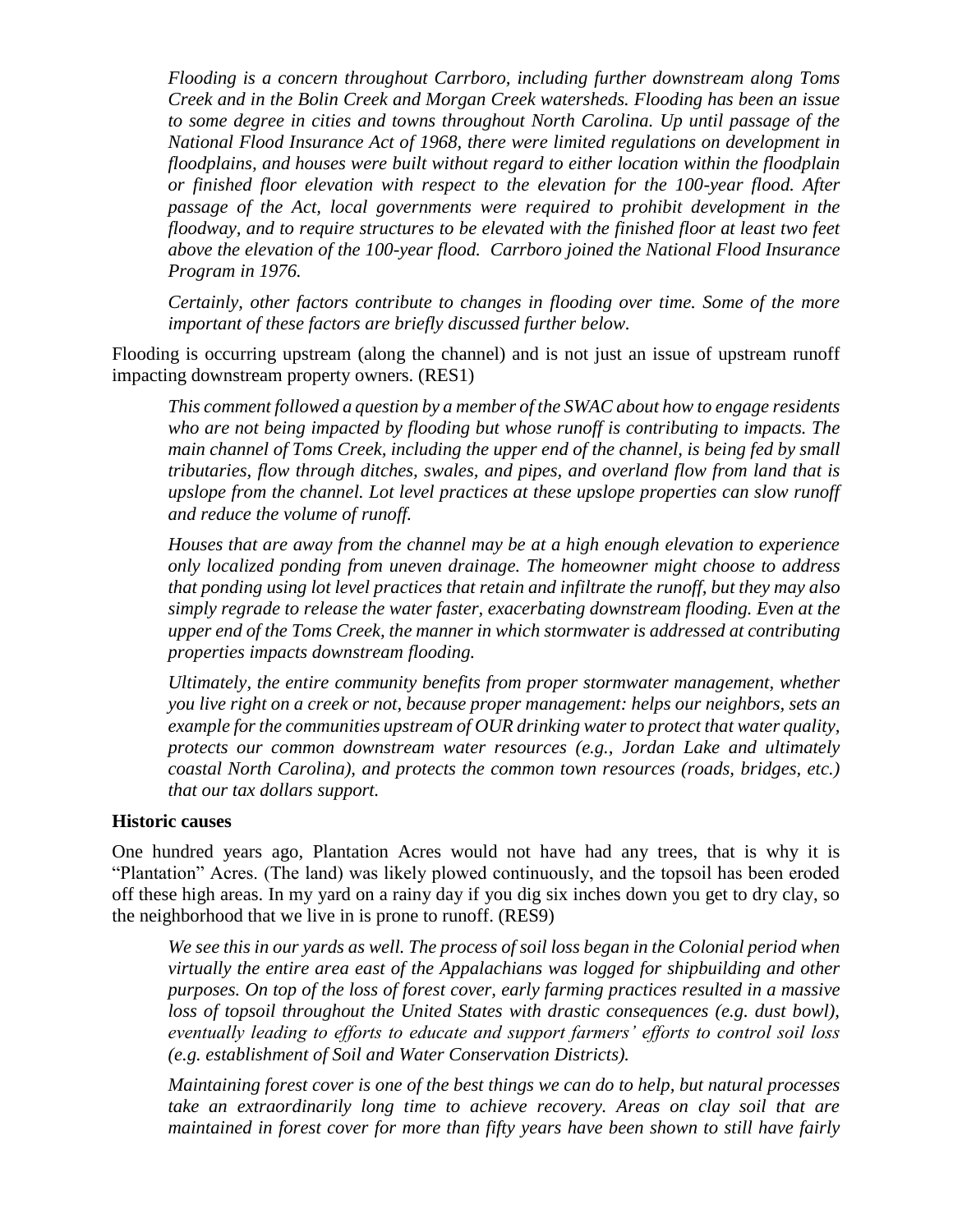*Flooding is a concern throughout Carrboro, including further downstream along Toms Creek and in the Bolin Creek and Morgan Creek watersheds. Flooding has been an issue to some degree in cities and towns throughout North Carolina. Up until passage of the National Flood Insurance Act of 1968, there were limited regulations on development in floodplains, and houses were built without regard to either location within the floodplain or finished floor elevation with respect to the elevation for the 100-year flood. After passage of the Act, local governments were required to prohibit development in the floodway, and to require structures to be elevated with the finished floor at least two feet above the elevation of the 100-year flood. Carrboro joined the National Flood Insurance Program in 1976.*

*Certainly, other factors contribute to changes in flooding over time. Some of the more important of these factors are briefly discussed further below.*

Flooding is occurring upstream (along the channel) and is not just an issue of upstream runoff impacting downstream property owners. (RES1)

*This comment followed a question by a member of the SWAC about how to engage residents who are not being impacted by flooding but whose runoff is contributing to impacts. The main channel of Toms Creek, including the upper end of the channel, is being fed by small tributaries, flow through ditches, swales, and pipes, and overland flow from land that is upslope from the channel. Lot level practices at these upslope properties can slow runoff and reduce the volume of runoff.*

*Houses that are away from the channel may be at a high enough elevation to experience only localized ponding from uneven drainage. The homeowner might choose to address that ponding using lot level practices that retain and infiltrate the runoff, but they may also simply regrade to release the water faster, exacerbating downstream flooding. Even at the upper end of the Toms Creek, the manner in which stormwater is addressed at contributing properties impacts downstream flooding.*

*Ultimately, the entire community benefits from proper stormwater management, whether you live right on a creek or not, because proper management: helps our neighbors, sets an example for the communities upstream of OUR drinking water to protect that water quality, protects our common downstream water resources (e.g., Jordan Lake and ultimately coastal North Carolina), and protects the common town resources (roads, bridges, etc.) that our tax dollars support.*

**Historic causes**

One hundred years ago, Plantation Acres would not have had any trees, that is why it is "Plantation" Acres. (The land) was likely plowed continuously, and the topsoil has been eroded off these high areas. In my yard on a rainy day if you dig six inches down you get to dry clay, so the neighborhood that we live in is prone to runoff. (RES9)

*We see this in our yards as well. The process of soil loss began in the Colonial period when virtually the entire area east of the Appalachians was logged for shipbuilding and other purposes. On top of the loss of forest cover, early farming practices resulted in a massive loss of topsoil throughout the United States with drastic consequences (e.g. dust bowl), eventually leading to efforts to educate and support farmers' efforts to control soil loss (e.g. establishment of Soil and Water Conservation Districts).*

*Maintaining forest cover is one of the best things we can do to help, but natural processes take an extraordinarily long time to achieve recovery. Areas on clay soil that are maintained in forest cover for more than fifty years have been shown to still have fairly*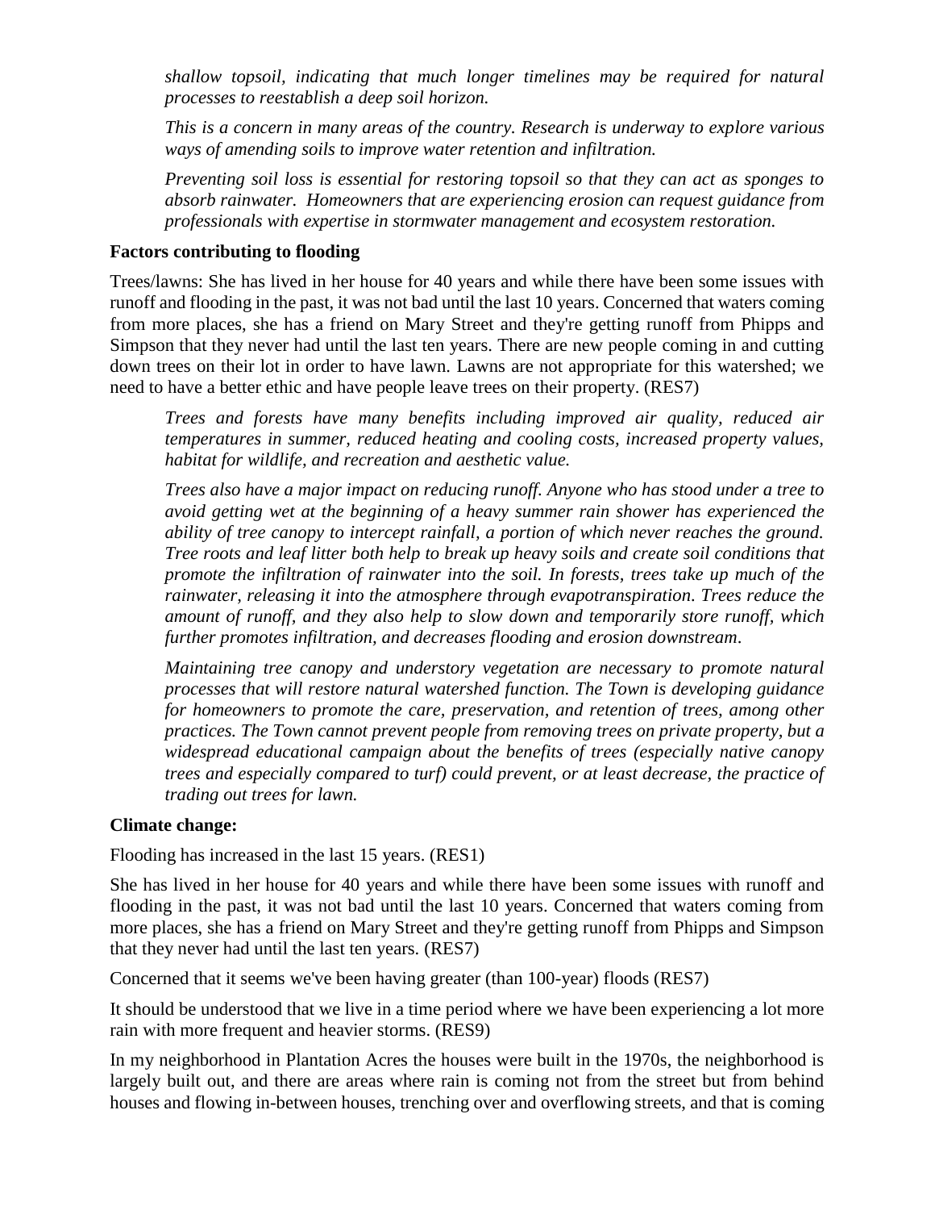*shallow topsoil, indicating that much longer timelines may be required for natural processes to reestablish a deep soil horizon.*

*This is a concern in many areas of the country. Research is underway to explore various ways of amending soils to improve water retention and infiltration.*

*Preventing soil loss is essential for restoring topsoil so that they can act as sponges to absorb rainwater. Homeowners that are experiencing erosion can request guidance from professionals with expertise in stormwater management and ecosystem restoration.*

**Factors contributing to flooding**

Trees/lawns: She has lived in her house for 40 years and while there have been some issues with runoff and flooding in the past, it was not bad until the last 10 years. Concerned that waters coming from more places, she has a friend on Mary Street and they're getting runoff from Phipps and Simpson that they never had until the last ten years. There are new people coming in and cutting down trees on their lot in order to have lawn. Lawns are not appropriate for this watershed; we need to have a better ethic and have people leave trees on their property. (RES7)

*Trees and forests have many benefits including improved air quality, reduced air temperatures in summer, reduced heating and cooling costs, increased property values, habitat for wildlife, and recreation and aesthetic value.*

*Trees also have a major impact on reducing runoff. Anyone who has stood under a tree to avoid getting wet at the beginning of a heavy summer rain shower has experienced the ability of tree canopy to intercept rainfall, a portion of which never reaches the ground. Tree roots and leaf litter both help to break up heavy soils and create soil conditions that promote the infiltration of rainwater into the soil. In forests, trees take up much of the rainwater, releasing it into the atmosphere through evapotranspiration. Trees reduce the amount of runoff, and they also help to slow down and temporarily store runoff, which further promotes infiltration, and decreases flooding and erosion downstream.*

*Maintaining tree canopy and understory vegetation are necessary to promote natural processes that will restore natural watershed function. The Town is developing guidance for homeowners to promote the care, preservation, and retention of trees, among other practices. The Town cannot prevent people from removing trees on private property, but a widespread educational campaign about the benefits of trees (especially native canopy trees and especially compared to turf) could prevent, or at least decrease, the practice of trading out trees for lawn.*

**Climate change:**

Flooding has increased in the last 15 years. (RES1)

She has lived in her house for 40 years and while there have been some issues with runoff and flooding in the past, it was not bad until the last 10 years. Concerned that waters coming from more places, she has a friend on Mary Street and they're getting runoff from Phipps and Simpson that they never had until the last ten years. (RES7)

Concerned that it seems we've been having greater (than 100-year) floods (RES7)

It should be understood that we live in a time period where we have been experiencing a lot more rain with more frequent and heavier storms. (RES9)

In my neighborhood in Plantation Acres the houses were built in the 1970s, the neighborhood is largely built out, and there are areas where rain is coming not from the street but from behind houses and flowing in-between houses, trenching over and overflowing streets, and that is coming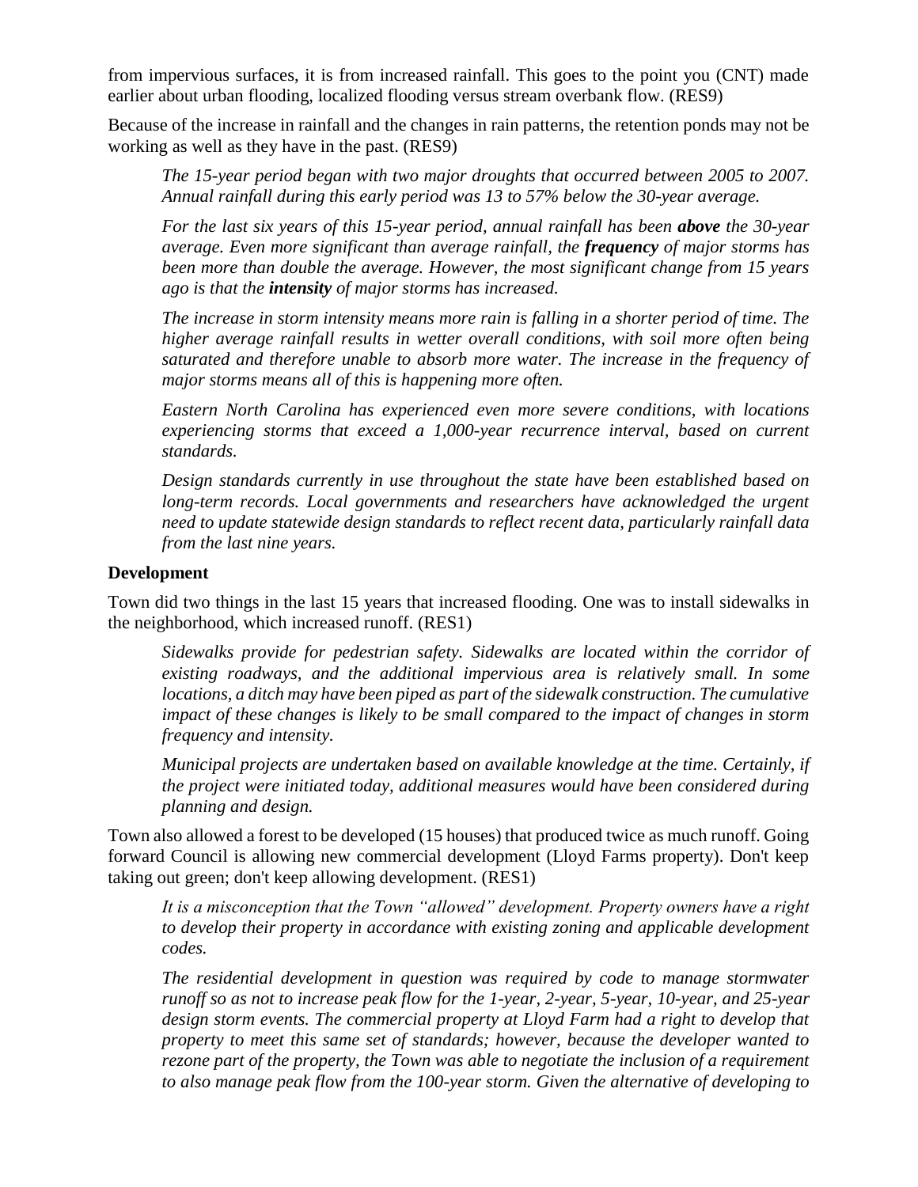from impervious surfaces, it is from increased rainfall. This goes to the point you (CNT) made earlier about urban flooding, localized flooding versus stream overbank flow. (RES9)

Because of the increase in rainfall and the changes in rain patterns, the retention ponds may not be working as well as they have in the past. (RES9)

> *The 15-year period began with two major droughts that occurred between 2005 to 2007. Annual rainfall during this early period was 13 to 57% below the 30-year average.*
>
> *For the last six years of this 15-year period, annual rainfall has been **above** the 30-year average. Even more significant than average rainfall, the **frequency** of major storms has been more than double the average. However, the most significant change from 15 years ago is that the **intensity** of major storms has increased.*
>
> *The increase in storm intensity means more rain is falling in a shorter period of time. The higher average rainfall results in wetter overall conditions, with soil more often being saturated and therefore unable to absorb more water. The increase in the frequency of major storms means all of this is happening more often.*
>
> *Eastern North Carolina has experienced even more severe conditions, with locations experiencing storms that exceed a 1,000-year recurrence interval, based on current standards.*
>
> *Design standards currently in use throughout the state have been established based on long-term records. Local governments and researchers have acknowledged the urgent need to update statewide design standards to reflect recent data, particularly rainfall data from the last nine years.*

**Development**

Town did two things in the last 15 years that increased flooding. One was to install sidewalks in the neighborhood, which increased runoff. (RES1)

> *Sidewalks provide for pedestrian safety. Sidewalks are located within the corridor of existing roadways, and the additional impervious area is relatively small. In some locations, a ditch may have been piped as part of the sidewalk construction. The cumulative impact of these changes is likely to be small compared to the impact of changes in storm frequency and intensity.*
>
> *Municipal projects are undertaken based on available knowledge at the time. Certainly, if the project were initiated today, additional measures would have been considered during planning and design.*

Town also allowed a forest to be developed (15 houses) that produced twice as much runoff. Going forward Council is allowing new commercial development (Lloyd Farms property). Don't keep taking out green; don't keep allowing development. (RES1)

> *It is a misconception that the Town "allowed" development. Property owners have a right to develop their property in accordance with existing zoning and applicable development codes.*
>
> *The residential development in question was required by code to manage stormwater runoff so as not to increase peak flow for the 1-year, 2-year, 5-year, 10-year, and 25-year design storm events. The commercial property at Lloyd Farm had a right to develop that property to meet this same set of standards; however, because the developer wanted to rezone part of the property, the Town was able to negotiate the inclusion of a requirement to also manage peak flow from the 100-year storm. Given the alternative of developing to*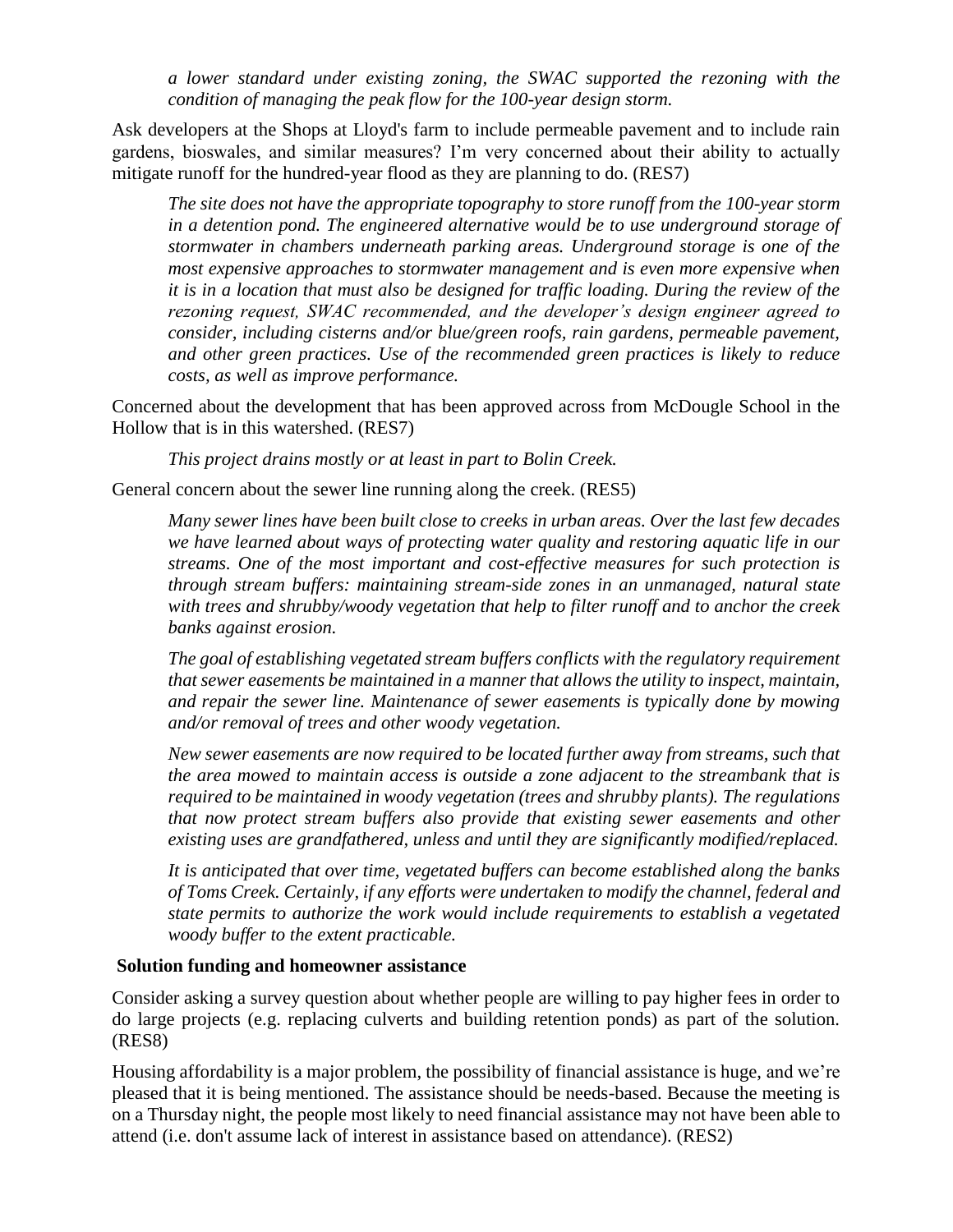*a lower standard under existing zoning, the SWAC supported the rezoning with the condition of managing the peak flow for the 100-year design storm.*

Ask developers at the Shops at Lloyd's farm to include permeable pavement and to include rain gardens, bioswales, and similar measures? I'm very concerned about their ability to actually mitigate runoff for the hundred-year flood as they are planning to do. (RES7)

*The site does not have the appropriate topography to store runoff from the 100-year storm in a detention pond. The engineered alternative would be to use underground storage of stormwater in chambers underneath parking areas. Underground storage is one of the most expensive approaches to stormwater management and is even more expensive when it is in a location that must also be designed for traffic loading. During the review of the rezoning request, SWAC recommended, and the developer's design engineer agreed to consider, including cisterns and/or blue/green roofs, rain gardens, permeable pavement, and other green practices. Use of the recommended green practices is likely to reduce costs, as well as improve performance.*

Concerned about the development that has been approved across from McDougle School in the Hollow that is in this watershed. (RES7)

*This project drains mostly or at least in part to Bolin Creek.*

General concern about the sewer line running along the creek. (RES5)

*Many sewer lines have been built close to creeks in urban areas. Over the last few decades we have learned about ways of protecting water quality and restoring aquatic life in our streams. One of the most important and cost-effective measures for such protection is through stream buffers: maintaining stream-side zones in an unmanaged, natural state with trees and shrubby/woody vegetation that help to filter runoff and to anchor the creek banks against erosion.*

*The goal of establishing vegetated stream buffers conflicts with the regulatory requirement that sewer easements be maintained in a manner that allows the utility to inspect, maintain, and repair the sewer line. Maintenance of sewer easements is typically done by mowing and/or removal of trees and other woody vegetation.*

*New sewer easements are now required to be located further away from streams, such that the area mowed to maintain access is outside a zone adjacent to the streambank that is required to be maintained in woody vegetation (trees and shrubby plants). The regulations that now protect stream buffers also provide that existing sewer easements and other existing uses are grandfathered, unless and until they are significantly modified/replaced.*

*It is anticipated that over time, vegetated buffers can become established along the banks of Toms Creek. Certainly, if any efforts were undertaken to modify the channel, federal and state permits to authorize the work would include requirements to establish a vegetated woody buffer to the extent practicable.*

**Solution funding and homeowner assistance**

Consider asking a survey question about whether people are willing to pay higher fees in order to do large projects (e.g. replacing culverts and building retention ponds) as part of the solution. (RES8)

Housing affordability is a major problem, the possibility of financial assistance is huge, and we're pleased that it is being mentioned. The assistance should be needs-based. Because the meeting is on a Thursday night, the people most likely to need financial assistance may not have been able to attend (i.e. don't assume lack of interest in assistance based on attendance). (RES2)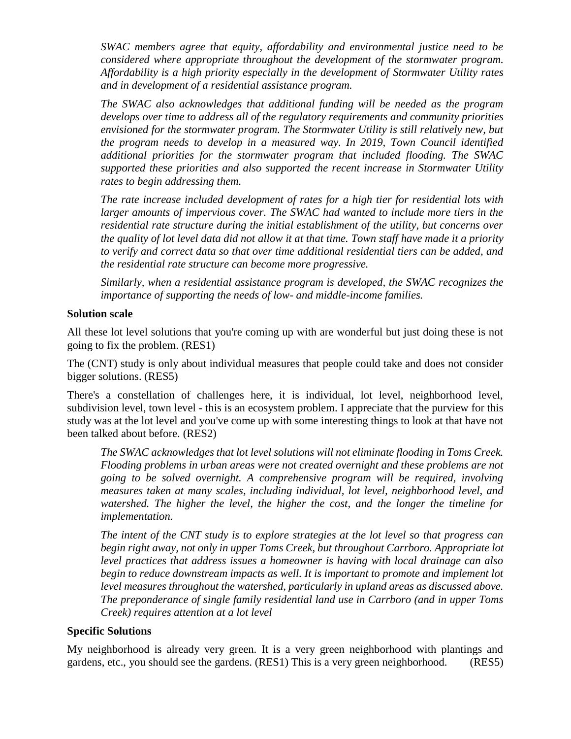*SWAC members agree that equity, affordability and environmental justice need to be considered where appropriate throughout the development of the stormwater program. Affordability is a high priority especially in the development of Stormwater Utility rates and in development of a residential assistance program.*

*The SWAC also acknowledges that additional funding will be needed as the program develops over time to address all of the regulatory requirements and community priorities envisioned for the stormwater program. The Stormwater Utility is still relatively new, but the program needs to develop in a measured way. In 2019, Town Council identified additional priorities for the stormwater program that included flooding. The SWAC supported these priorities and also supported the recent increase in Stormwater Utility rates to begin addressing them.*

*The rate increase included development of rates for a high tier for residential lots with larger amounts of impervious cover. The SWAC had wanted to include more tiers in the residential rate structure during the initial establishment of the utility, but concerns over the quality of lot level data did not allow it at that time. Town staff have made it a priority to verify and correct data so that over time additional residential tiers can be added, and the residential rate structure can become more progressive.*

*Similarly, when a residential assistance program is developed, the SWAC recognizes the importance of supporting the needs of low- and middle-income families.*

**Solution scale**

All these lot level solutions that you're coming up with are wonderful but just doing these is not going to fix the problem. (RES1)

The (CNT) study is only about individual measures that people could take and does not consider bigger solutions. (RES5)

There's a constellation of challenges here, it is individual, lot level, neighborhood level, subdivision level, town level - this is an ecosystem problem. I appreciate that the purview for this study was at the lot level and you've come up with some interesting things to look at that have not been talked about before. (RES2)

*The SWAC acknowledges that lot level solutions will not eliminate flooding in Toms Creek. Flooding problems in urban areas were not created overnight and these problems are not going to be solved overnight. A comprehensive program will be required, involving measures taken at many scales, including individual, lot level, neighborhood level, and watershed. The higher the level, the higher the cost, and the longer the timeline for implementation.*

*The intent of the CNT study is to explore strategies at the lot level so that progress can begin right away, not only in upper Toms Creek, but throughout Carrboro. Appropriate lot level practices that address issues a homeowner is having with local drainage can also begin to reduce downstream impacts as well. It is important to promote and implement lot level measures throughout the watershed, particularly in upland areas as discussed above. The preponderance of single family residential land use in Carrboro (and in upper Toms Creek) requires attention at a lot level*

**Specific Solutions**

My neighborhood is already very green. It is a very green neighborhood with plantings and gardens, etc., you should see the gardens. (RES1) This is a very green neighborhood. (RES5)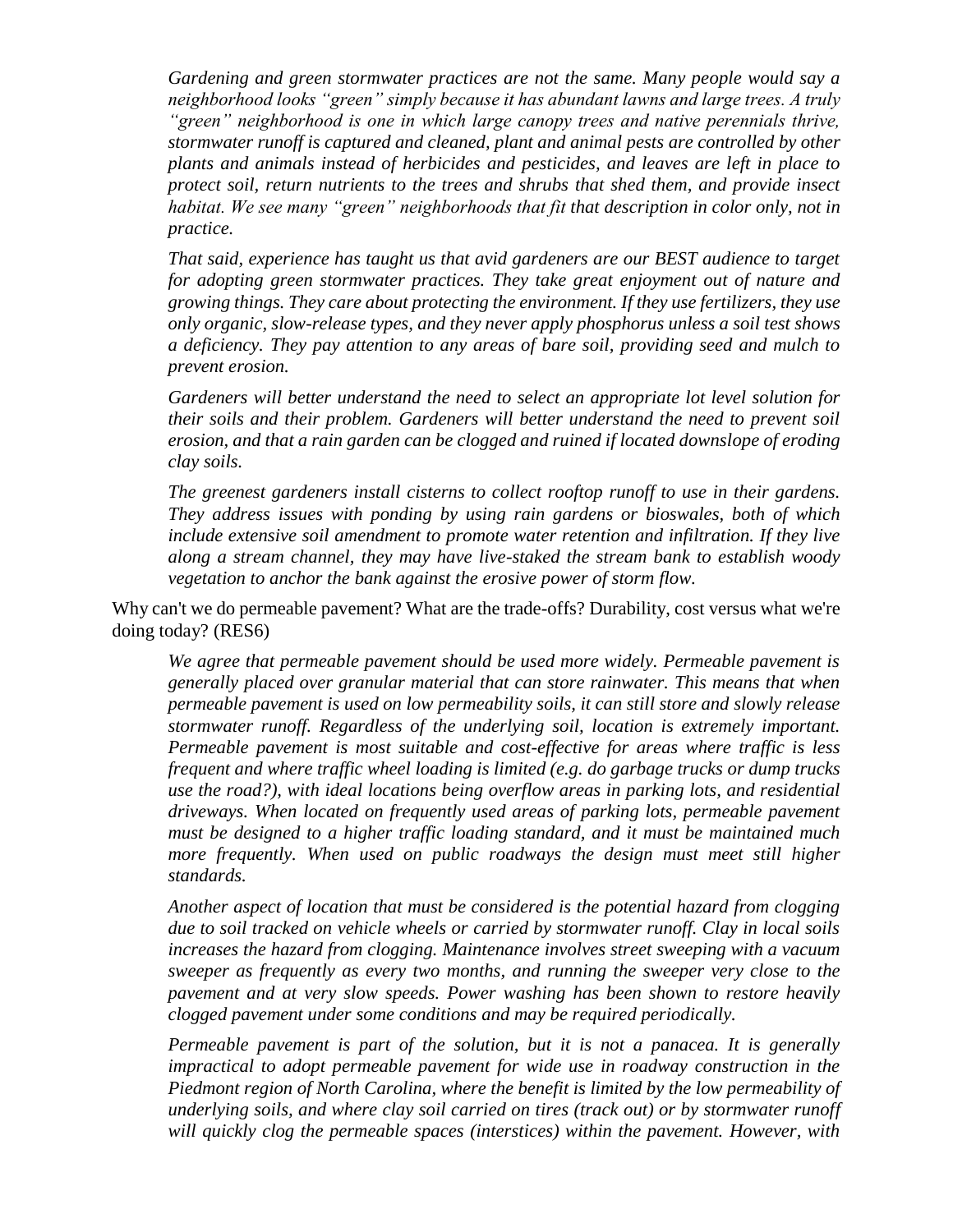*Gardening and green stormwater practices are not the same. Many people would say a neighborhood looks "green" simply because it has abundant lawns and large trees. A truly "green" neighborhood is one in which large canopy trees and native perennials thrive, stormwater runoff is captured and cleaned, plant and animal pests are controlled by other plants and animals instead of herbicides and pesticides, and leaves are left in place to protect soil, return nutrients to the trees and shrubs that shed them, and provide insect habitat. We see many "green" neighborhoods that fit that description in color only, not in practice.*

*That said, experience has taught us that avid gardeners are our BEST audience to target for adopting green stormwater practices. They take great enjoyment out of nature and growing things. They care about protecting the environment. If they use fertilizers, they use only organic, slow-release types, and they never apply phosphorus unless a soil test shows a deficiency. They pay attention to any areas of bare soil, providing seed and mulch to prevent erosion.*

*Gardeners will better understand the need to select an appropriate lot level solution for their soils and their problem. Gardeners will better understand the need to prevent soil erosion, and that a rain garden can be clogged and ruined if located downslope of eroding clay soils.*

*The greenest gardeners install cisterns to collect rooftop runoff to use in their gardens. They address issues with ponding by using rain gardens or bioswales, both of which include extensive soil amendment to promote water retention and infiltration. If they live along a stream channel, they may have live-staked the stream bank to establish woody vegetation to anchor the bank against the erosive power of storm flow.*

Why can't we do permeable pavement? What are the trade-offs? Durability, cost versus what we're doing today? (RES6)

*We agree that permeable pavement should be used more widely. Permeable pavement is generally placed over granular material that can store rainwater. This means that when permeable pavement is used on low permeability soils, it can still store and slowly release stormwater runoff. Regardless of the underlying soil, location is extremely important. Permeable pavement is most suitable and cost-effective for areas where traffic is less frequent and where traffic wheel loading is limited (e.g. do garbage trucks or dump trucks use the road?), with ideal locations being overflow areas in parking lots, and residential driveways. When located on frequently used areas of parking lots, permeable pavement must be designed to a higher traffic loading standard, and it must be maintained much more frequently. When used on public roadways the design must meet still higher standards.*

*Another aspect of location that must be considered is the potential hazard from clogging due to soil tracked on vehicle wheels or carried by stormwater runoff. Clay in local soils increases the hazard from clogging. Maintenance involves street sweeping with a vacuum sweeper as frequently as every two months, and running the sweeper very close to the pavement and at very slow speeds. Power washing has been shown to restore heavily clogged pavement under some conditions and may be required periodically.*

*Permeable pavement is part of the solution, but it is not a panacea. It is generally impractical to adopt permeable pavement for wide use in roadway construction in the Piedmont region of North Carolina, where the benefit is limited by the low permeability of underlying soils, and where clay soil carried on tires (track out) or by stormwater runoff will quickly clog the permeable spaces (interstices) within the pavement. However, with*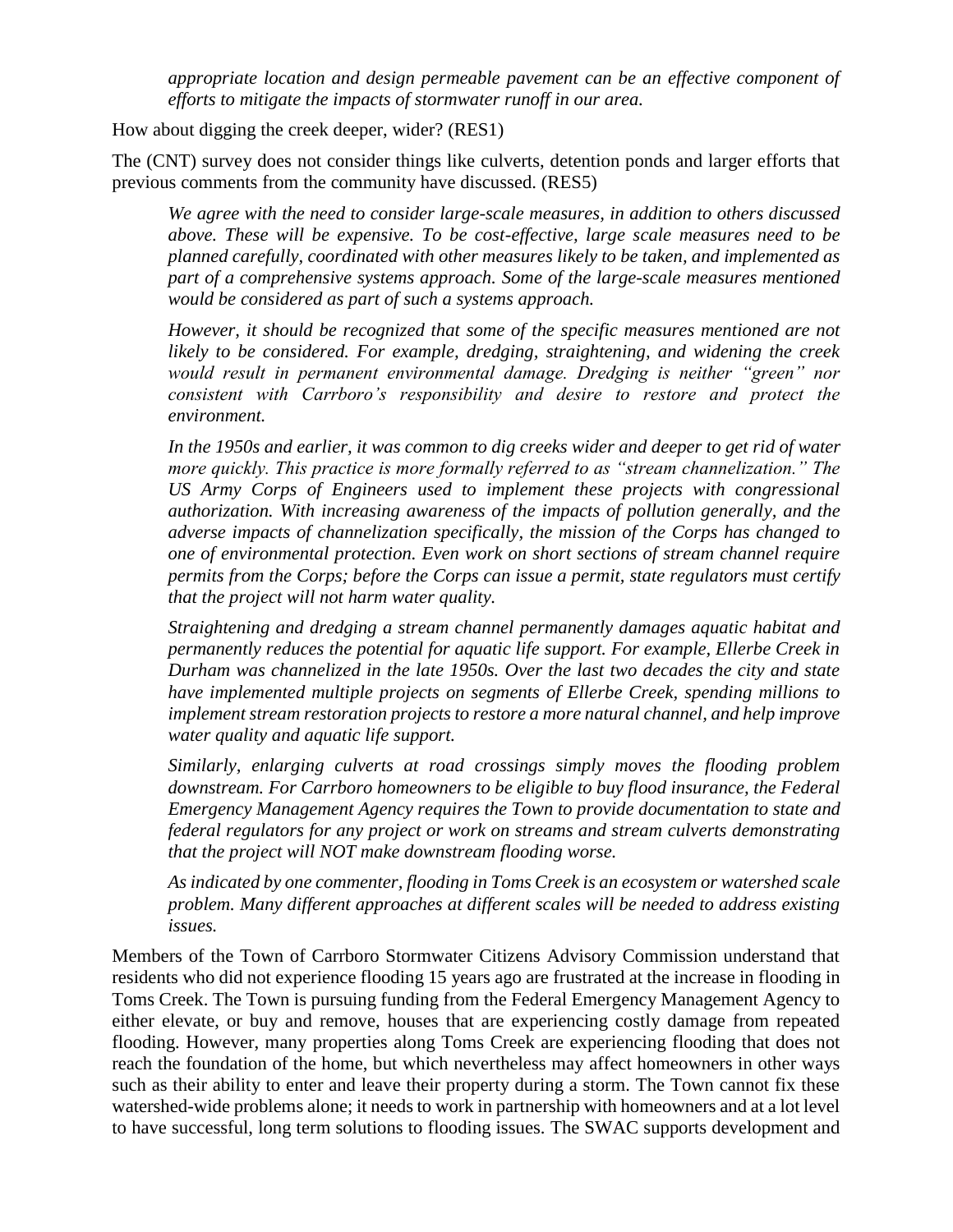*appropriate location and design permeable pavement can be an effective component of efforts to mitigate the impacts of stormwater runoff in our area.*

How about digging the creek deeper, wider? (RES1)

The (CNT) survey does not consider things like culverts, detention ponds and larger efforts that previous comments from the community have discussed. (RES5)

*We agree with the need to consider large-scale measures, in addition to others discussed above. These will be expensive. To be cost-effective, large scale measures need to be planned carefully, coordinated with other measures likely to be taken, and implemented as part of a comprehensive systems approach. Some of the large-scale measures mentioned would be considered as part of such a systems approach.*

*However, it should be recognized that some of the specific measures mentioned are not likely to be considered. For example, dredging, straightening, and widening the creek would result in permanent environmental damage. Dredging is neither "green" nor consistent with Carrboro's responsibility and desire to restore and protect the environment.*

*In the 1950s and earlier, it was common to dig creeks wider and deeper to get rid of water more quickly. This practice is more formally referred to as "stream channelization." The US Army Corps of Engineers used to implement these projects with congressional authorization. With increasing awareness of the impacts of pollution generally, and the adverse impacts of channelization specifically, the mission of the Corps has changed to one of environmental protection. Even work on short sections of stream channel require permits from the Corps; before the Corps can issue a permit, state regulators must certify that the project will not harm water quality.*

*Straightening and dredging a stream channel permanently damages aquatic habitat and permanently reduces the potential for aquatic life support. For example, Ellerbe Creek in Durham was channelized in the late 1950s. Over the last two decades the city and state have implemented multiple projects on segments of Ellerbe Creek, spending millions to implement stream restoration projects to restore a more natural channel, and help improve water quality and aquatic life support.*

*Similarly, enlarging culverts at road crossings simply moves the flooding problem downstream. For Carrboro homeowners to be eligible to buy flood insurance, the Federal Emergency Management Agency requires the Town to provide documentation to state and federal regulators for any project or work on streams and stream culverts demonstrating that the project will NOT make downstream flooding worse.*

*As indicated by one commenter, flooding in Toms Creek is an ecosystem or watershed scale problem. Many different approaches at different scales will be needed to address existing issues.*

Members of the Town of Carrboro Stormwater Citizens Advisory Commission understand that residents who did not experience flooding 15 years ago are frustrated at the increase in flooding in Toms Creek. The Town is pursuing funding from the Federal Emergency Management Agency to either elevate, or buy and remove, houses that are experiencing costly damage from repeated flooding. However, many properties along Toms Creek are experiencing flooding that does not reach the foundation of the home, but which nevertheless may affect homeowners in other ways such as their ability to enter and leave their property during a storm. The Town cannot fix these watershed-wide problems alone; it needs to work in partnership with homeowners and at a lot level to have successful, long term solutions to flooding issues. The SWAC supports development and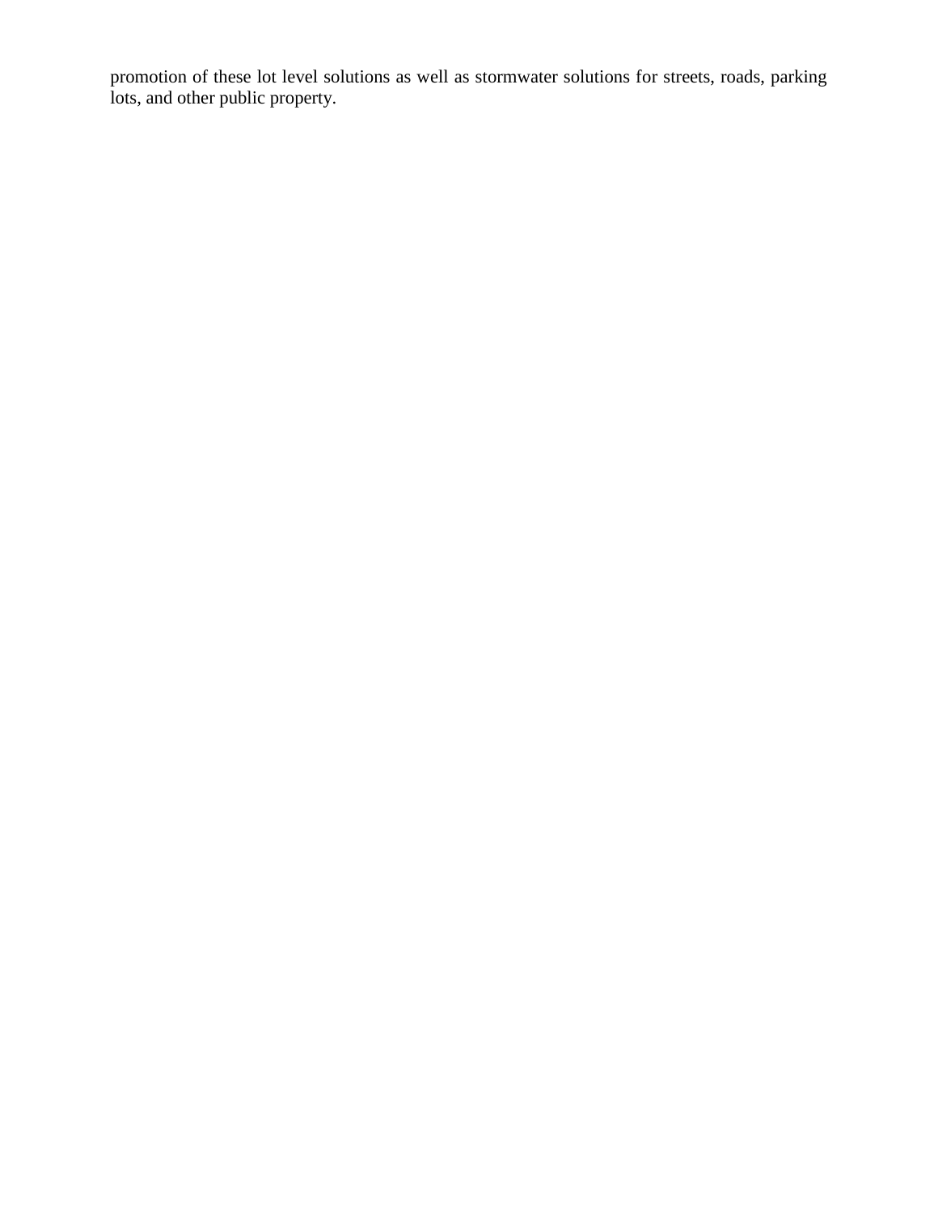promotion of these lot level solutions as well as stormwater solutions for streets, roads, parking lots, and other public property.